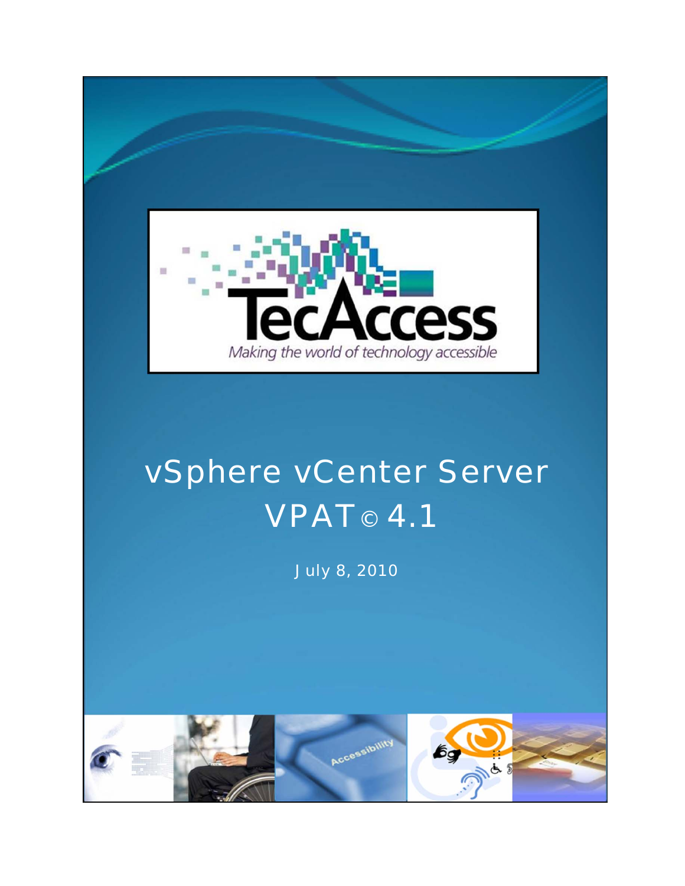TecAccess

*Making the world of technology accessible*

# vSphere vCenter Server VPAT© 4.1

July 8, 2010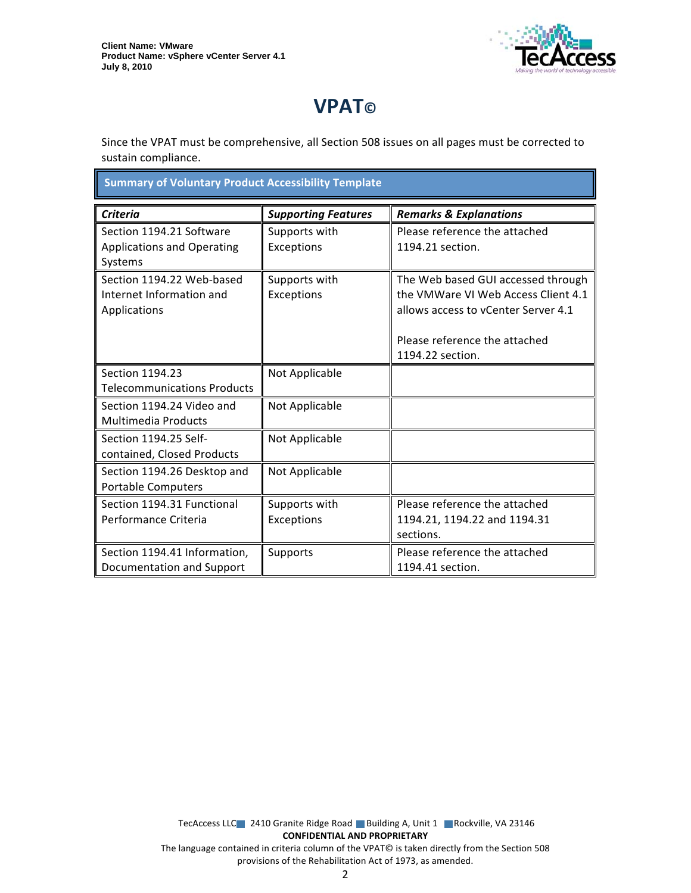Client Name: VMware
Product Name: vSphere vCenter Server 4.1
July 8, 2010

# VPAT©

Since the VPAT must be comprehensive, all Section 508 issues on all pages must be corrected to sustain compliance.

## Summary of Voluntary Product Accessibility Template

| *Criteria* | *Supporting Features* | *Remarks & Explanations* |
|---|---|---|
| Section 1194.21 Software Applications and Operating Systems | Supports with Exceptions | Please reference the attached 1194.21 section. |
| Section 1194.22 Web-based Internet Information and Applications | Supports with Exceptions | The Web based GUI accessed through the VMWare VI Web Access Client 4.1 allows access to vCenter Server 4.1<br><br>Please reference the attached 1194.22 section. |
| Section 1194.23 Telecommunications Products | Not Applicable | |
| Section 1194.24 Video and Multimedia Products | Not Applicable | |
| Section 1194.25 Self-contained, Closed Products | Not Applicable | |
| Section 1194.26 Desktop and Portable Computers | Not Applicable | |
| Section 1194.31 Functional Performance Criteria | Supports with Exceptions | Please reference the attached 1194.21, 1194.22 and 1194.31 sections. |
| Section 1194.41 Information, Documentation and Support | Supports | Please reference the attached 1194.41 section. |

TecAccess LLC 2410 Granite Ridge Road Building A, Unit 1 Rockville, VA 23146
**CONFIDENTIAL AND PROPRIETARY**
The language contained in criteria column of the VPAT© is taken directly from the Section 508 provisions of the Rehabilitation Act of 1973, as amended.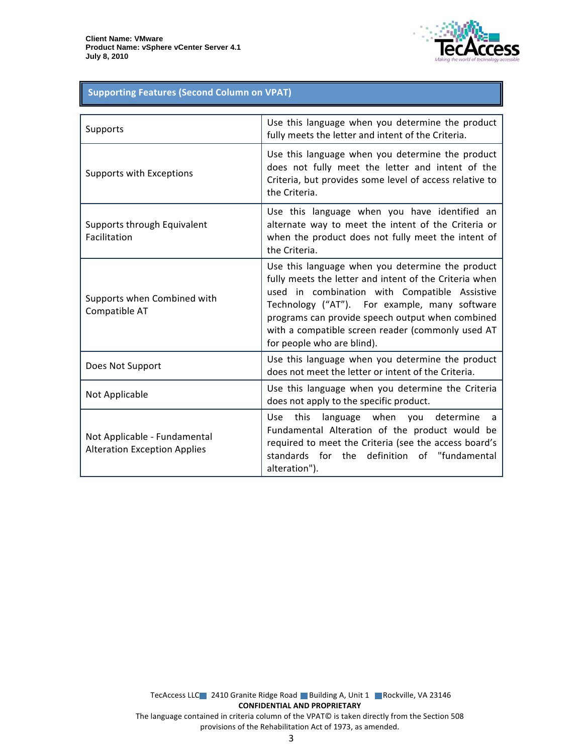## Supporting Features (Second Column on VPAT)

| | |
|---|---|
| Supports | Use this language when you determine the product fully meets the letter and intent of the Criteria. |
| Supports with Exceptions | Use this language when you determine the product does not fully meet the letter and intent of the Criteria, but provides some level of access relative to the Criteria. |
| Supports through Equivalent Facilitation | Use this language when you have identified an alternate way to meet the intent of the Criteria or when the product does not fully meet the intent of the Criteria. |
| Supports when Combined with Compatible AT | Use this language when you determine the product fully meets the letter and intent of the Criteria when used in combination with Compatible Assistive Technology ("AT"). For example, many software programs can provide speech output when combined with a compatible screen reader (commonly used AT for people who are blind). |
| Does Not Support | Use this language when you determine the product does not meet the letter or intent of the Criteria. |
| Not Applicable | Use this language when you determine the Criteria does not apply to the specific product. |
| Not Applicable - Fundamental Alteration Exception Applies | Use this language when you determine a Fundamental Alteration of the product would be required to meet the Criteria (see the access board's standards for the definition of "fundamental alteration"). |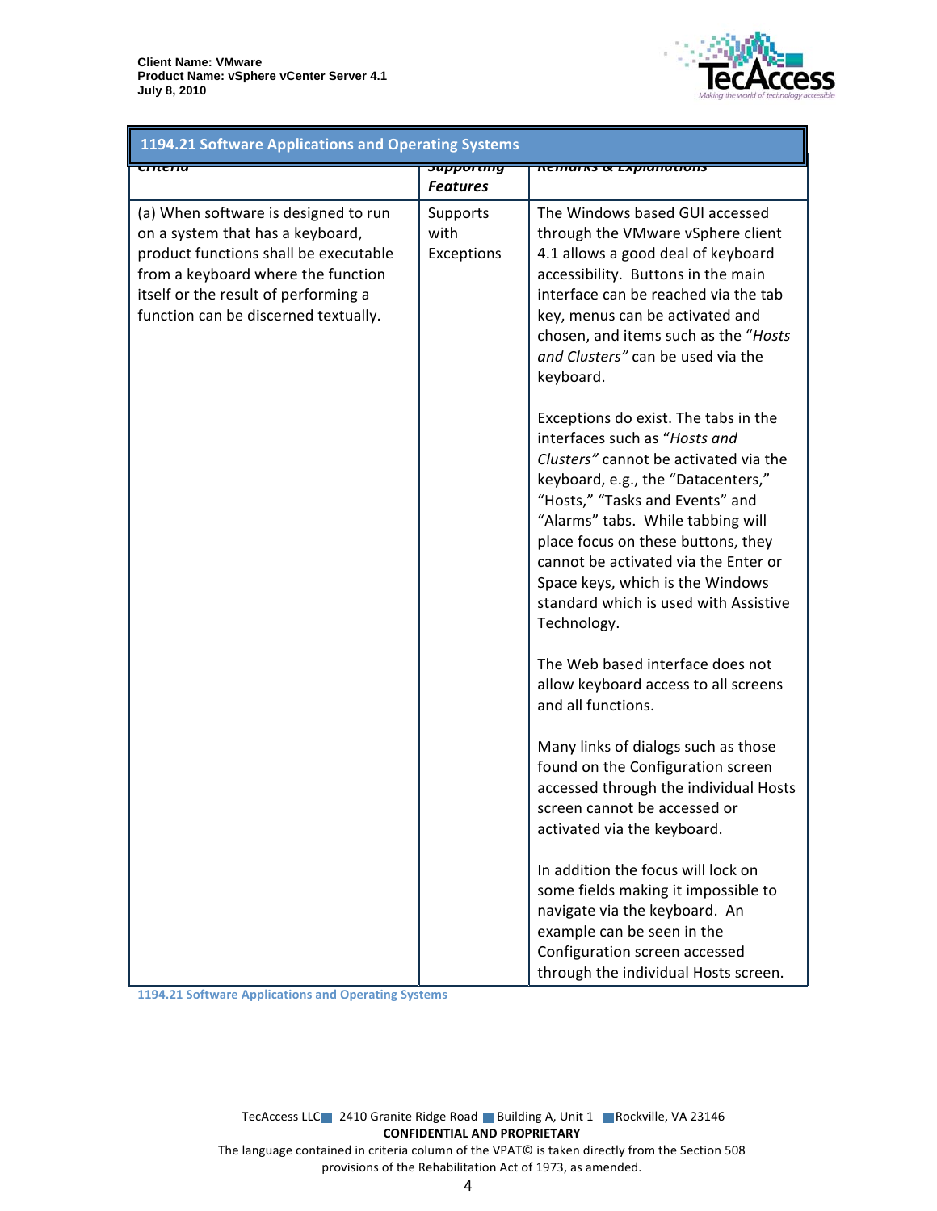| 1194.21 Software Applications and Operating Systems | | |
|---|---|---|
| Criteria | *Supporting Features* | *Remarks & Explanations* |
| (a) When software is designed to run on a system that has a keyboard, product functions shall be executable from a keyboard where the function itself or the result of performing a function can be discerned textually. | Supports with Exceptions | The Windows based GUI accessed through the VMware vSphere client 4.1 allows a good deal of keyboard accessibility. Buttons in the main interface can be reached via the tab key, menus can be activated and chosen, and items such as the "*Hosts and Clusters"* can be used via the keyboard.<br><br>Exceptions do exist. The tabs in the interfaces such as "*Hosts and Clusters"* cannot be activated via the keyboard, e.g., the "Datacenters," "Hosts," "Tasks and Events" and "Alarms" tabs. While tabbing will place focus on these buttons, they cannot be activated via the Enter or Space keys, which is the Windows standard which is used with Assistive Technology.<br><br>The Web based interface does not allow keyboard access to all screens and all functions.<br><br>Many links of dialogs such as those found on the Configuration screen accessed through the individual Hosts screen cannot be accessed or activated via the keyboard.<br><br>In addition the focus will lock on some fields making it impossible to navigate via the keyboard. An example can be seen in the Configuration screen accessed through the individual Hosts screen. |

1194.21 Software Applications and Operating Systems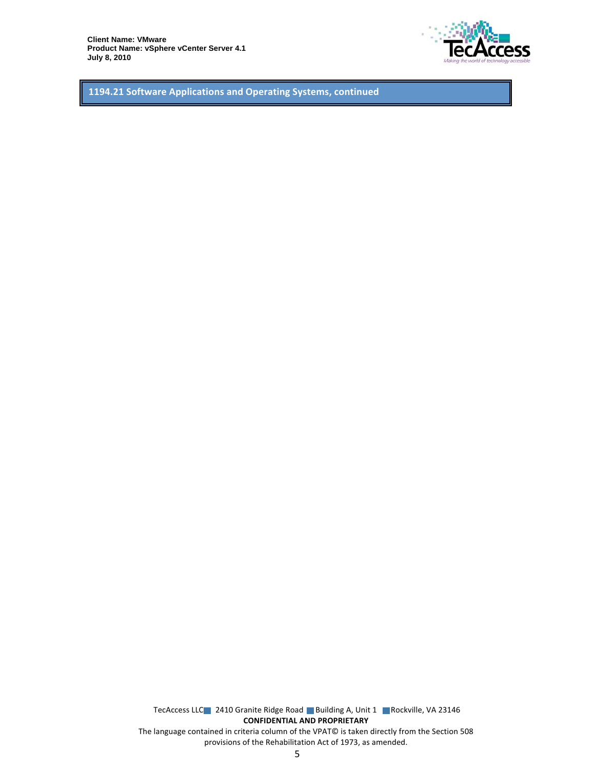## 1194.21 Software Applications and Operating Systems, continued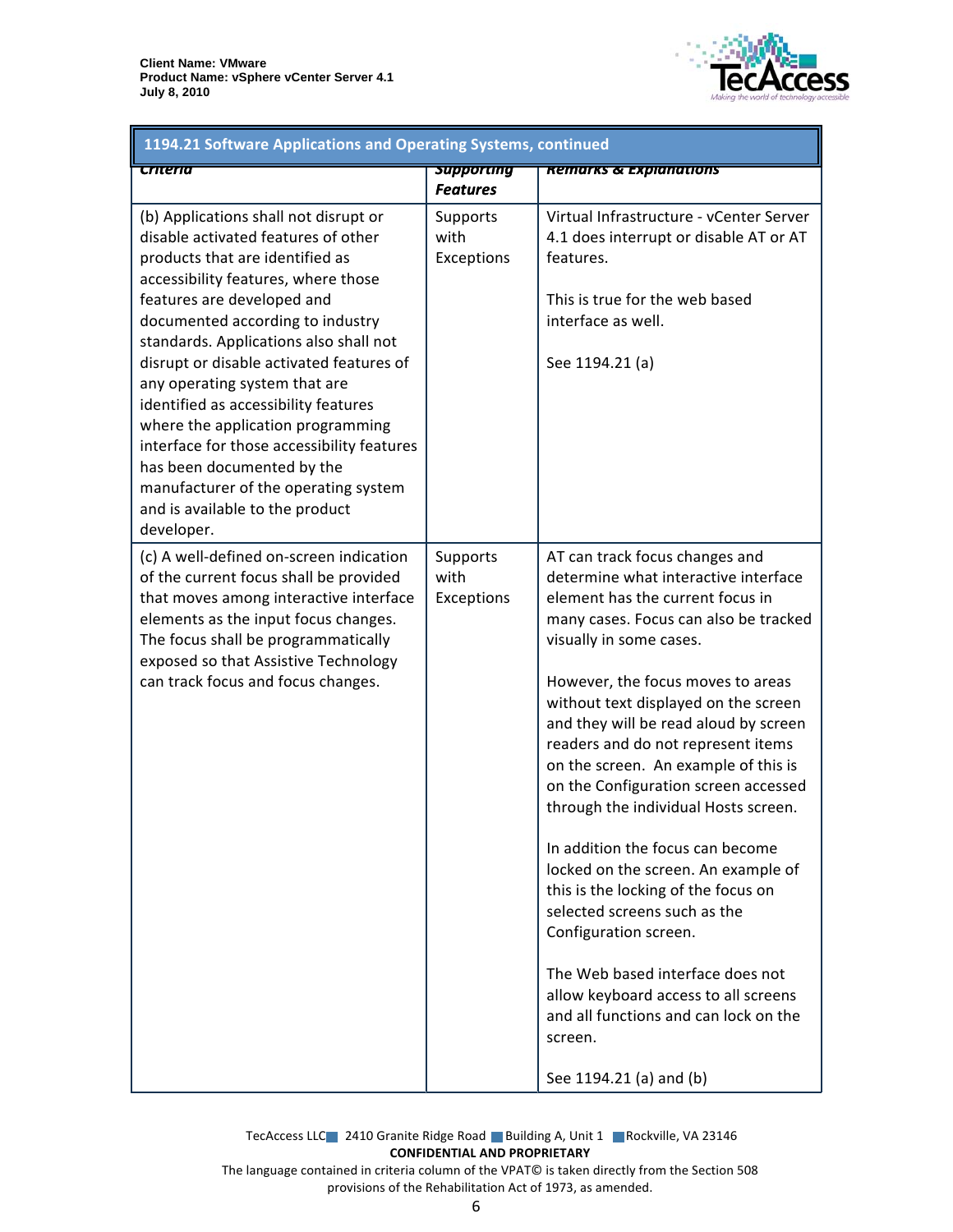| 1194.21 Software Applications and Operating Systems, continued | | |
|---|---|---|
| **Criteria** | **Supporting Features** | **Remarks & Explanations** |
| (b) Applications shall not disrupt or disable activated features of other products that are identified as accessibility features, where those features are developed and documented according to industry standards. Applications also shall not disrupt or disable activated features of any operating system that are identified as accessibility features where the application programming interface for those accessibility features has been documented by the manufacturer of the operating system and is available to the product developer. | Supports with Exceptions | Virtual Infrastructure - vCenter Server 4.1 does interrupt or disable AT or AT features.<br><br>This is true for the web based interface as well.<br><br>See 1194.21 (a) |
| (c) A well-defined on-screen indication of the current focus shall be provided that moves among interactive interface elements as the input focus changes. The focus shall be programmatically exposed so that Assistive Technology can track focus and focus changes. | Supports with Exceptions | AT can track focus changes and determine what interactive interface element has the current focus in many cases. Focus can also be tracked visually in some cases.<br><br>However, the focus moves to areas without text displayed on the screen and they will be read aloud by screen readers and do not represent items on the screen. An example of this is on the Configuration screen accessed through the individual Hosts screen.<br><br>In addition the focus can become locked on the screen. An example of this is the locking of the focus on selected screens such as the Configuration screen.<br><br>The Web based interface does not allow keyboard access to all screens and all functions and can lock on the screen.<br><br>See 1194.21 (a) and (b) |

TecAccess LLC 2410 Granite Ridge Road Building A, Unit 1 Rockville, VA 23146
**CONFIDENTIAL AND PROPRIETARY**
The language contained in criteria column of the VPAT© is taken directly from the Section 508 provisions of the Rehabilitation Act of 1973, as amended.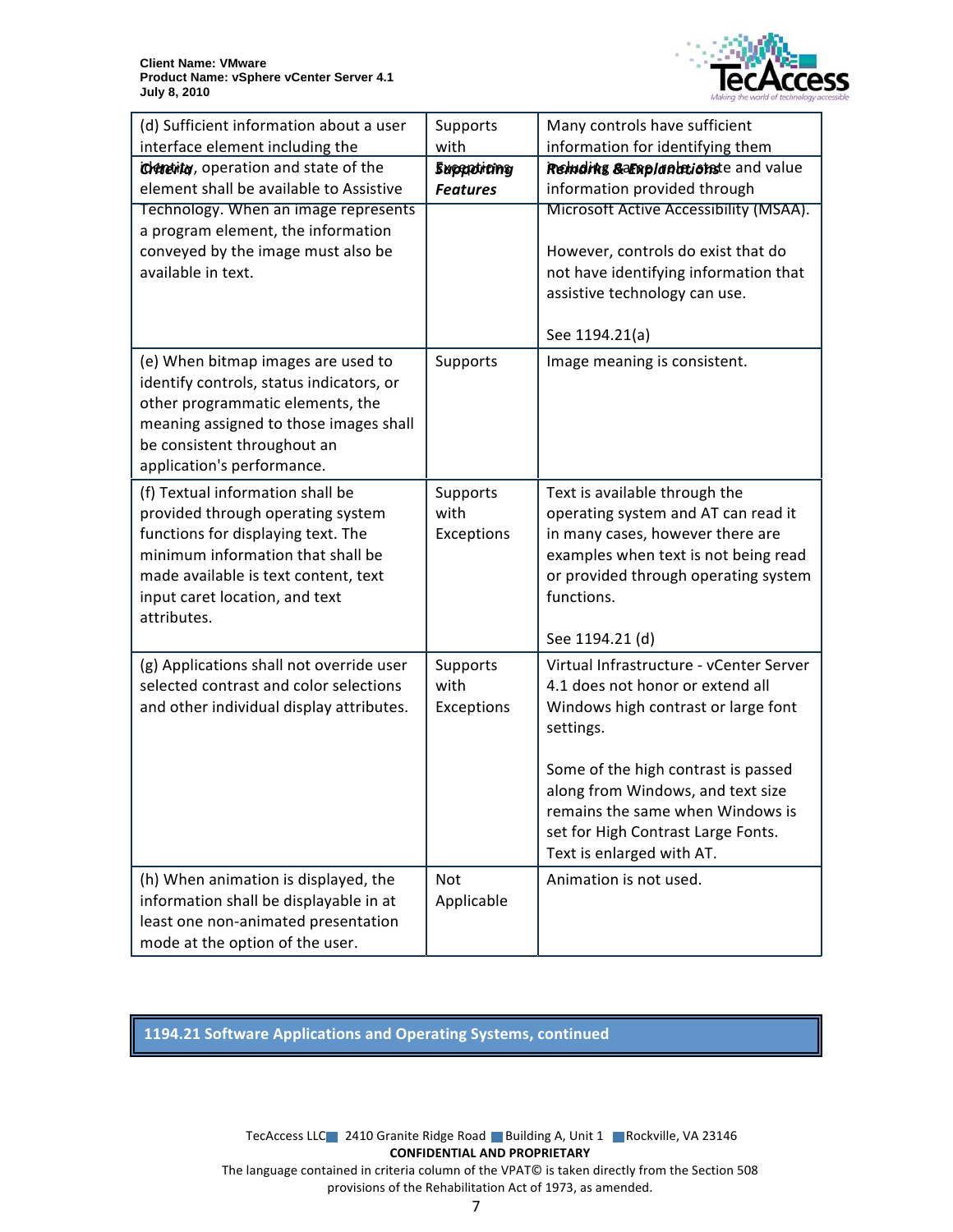| Criteria | Supporting Features | Remarks & Explanations |
|---|---|---|
| (d) Sufficient information about a user interface element including the identity, operation and state of the element shall be available to Assistive Technology. When an image represents a program element, the information conveyed by the image must also be available in text. | Supports with Exceptions | Many controls have sufficient information for identifying them including name, role, state and value information provided through Microsoft Active Accessibility (MSAA).<br><br>However, controls do exist that do not have identifying information that assistive technology can use.<br><br>See 1194.21(a) |
| (e) When bitmap images are used to identify controls, status indicators, or other programmatic elements, the meaning assigned to those images shall be consistent throughout an application's performance. | Supports | Image meaning is consistent. |
| (f) Textual information shall be provided through operating system functions for displaying text. The minimum information that shall be made available is text content, text input caret location, and text attributes. | Supports with Exceptions | Text is available through the operating system and AT can read it in many cases, however there are examples when text is not being read or provided through operating system functions.<br><br>See 1194.21 (d) |
| (g) Applications shall not override user selected contrast and color selections and other individual display attributes. | Supports with Exceptions | Virtual Infrastructure - vCenter Server 4.1 does not honor or extend all Windows high contrast or large font settings.<br><br>Some of the high contrast is passed along from Windows, and text size remains the same when Windows is set for High Contrast Large Fonts. Text is enlarged with AT. |
| (h) When animation is displayed, the information shall be displayable in at least one non-animated presentation mode at the option of the user. | Not Applicable | Animation is not used. |

## 1194.21 Software Applications and Operating Systems, continued

TecAccess LLC 2410 Granite Ridge Road Building A, Unit 1 Rockville, VA 23146
**CONFIDENTIAL AND PROPRIETARY**
The language contained in criteria column of the VPAT© is taken directly from the Section 508 provisions of the Rehabilitation Act of 1973, as amended.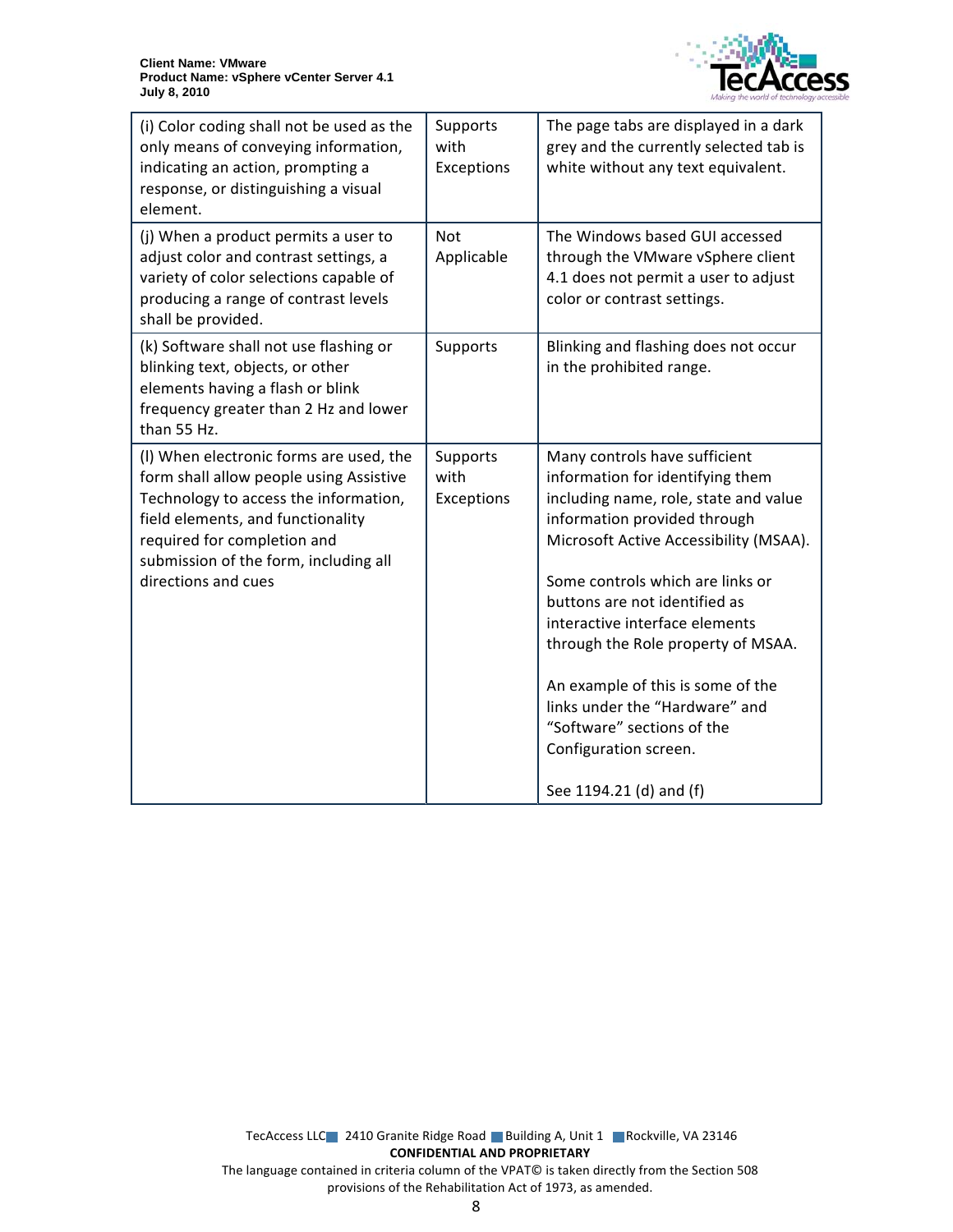| (i) Color coding shall not be used as the only means of conveying information, indicating an action, prompting a response, or distinguishing a visual element. | Supports with Exceptions | The page tabs are displayed in a dark grey and the currently selected tab is white without any text equivalent. |
|---|---|---|
| (j) When a product permits a user to adjust color and contrast settings, a variety of color selections capable of producing a range of contrast levels shall be provided. | Not Applicable | The Windows based GUI accessed through the VMware vSphere client 4.1 does not permit a user to adjust color or contrast settings. |
| (k) Software shall not use flashing or blinking text, objects, or other elements having a flash or blink frequency greater than 2 Hz and lower than 55 Hz. | Supports | Blinking and flashing does not occur in the prohibited range. |
| (l) When electronic forms are used, the form shall allow people using Assistive Technology to access the information, field elements, and functionality required for completion and submission of the form, including all directions and cues | Supports with Exceptions | Many controls have sufficient information for identifying them including name, role, state and value information provided through Microsoft Active Accessibility (MSAA).<br><br>Some controls which are links or buttons are not identified as interactive interface elements through the Role property of MSAA.<br><br>An example of this is some of the links under the “Hardware” and “Software” sections of the Configuration screen.<br><br>See 1194.21 (d) and (f) |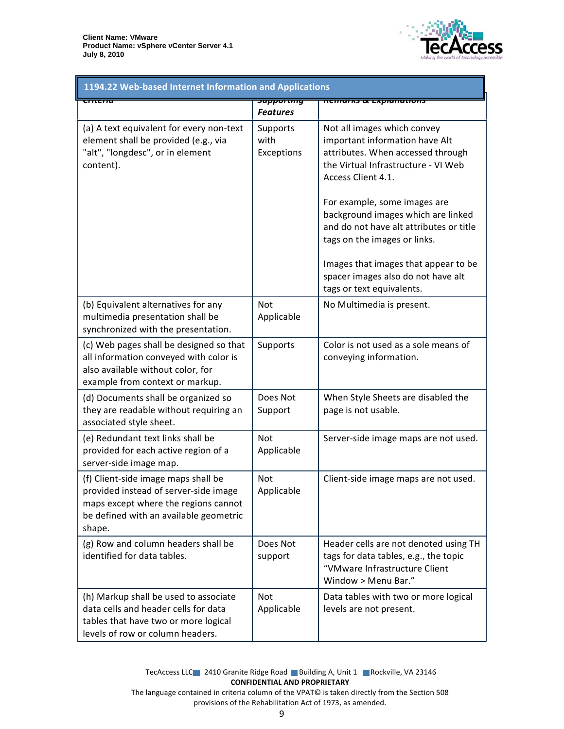| 1194.22 Web-based Internet Information and Applications | | |
|---|---|---|
| Criteria | Supporting Features | Remarks & Explanations |
| (a) A text equivalent for every non-text element shall be provided (e.g., via "alt", "longdesc", or in element content). | Supports with Exceptions | Not all images which convey important information have Alt attributes. When accessed through the Virtual Infrastructure - VI Web Access Client 4.1.<br><br>For example, some images are background images which are linked and do not have alt attributes or title tags on the images or links.<br><br>Images that images that appear to be spacer images also do not have alt tags or text equivalents. |
| (b) Equivalent alternatives for any multimedia presentation shall be synchronized with the presentation. | Not Applicable | No Multimedia is present. |
| (c) Web pages shall be designed so that all information conveyed with color is also available without color, for example from context or markup. | Supports | Color is not used as a sole means of conveying information. |
| (d) Documents shall be organized so they are readable without requiring an associated style sheet. | Does Not Support | When Style Sheets are disabled the page is not usable. |
| (e) Redundant text links shall be provided for each active region of a server-side image map. | Not Applicable | Server-side image maps are not used. |
| (f) Client-side image maps shall be provided instead of server-side image maps except where the regions cannot be defined with an available geometric shape. | Not Applicable | Client-side image maps are not used. |
| (g) Row and column headers shall be identified for data tables. | Does Not support | Header cells are not denoted using TH tags for data tables, e.g., the topic "VMware Infrastructure Client Window > Menu Bar." |
| (h) Markup shall be used to associate data cells and header cells for data tables that have two or more logical levels of row or column headers. | Not Applicable | Data tables with two or more logical levels are not present. |

TecAccess LLC 2410 Granite Ridge Road Building A, Unit 1 Rockville, VA 23146

**CONFIDENTIAL AND PROPRIETARY**

The language contained in criteria column of the VPAT© is taken directly from the Section 508 provisions of the Rehabilitation Act of 1973, as amended.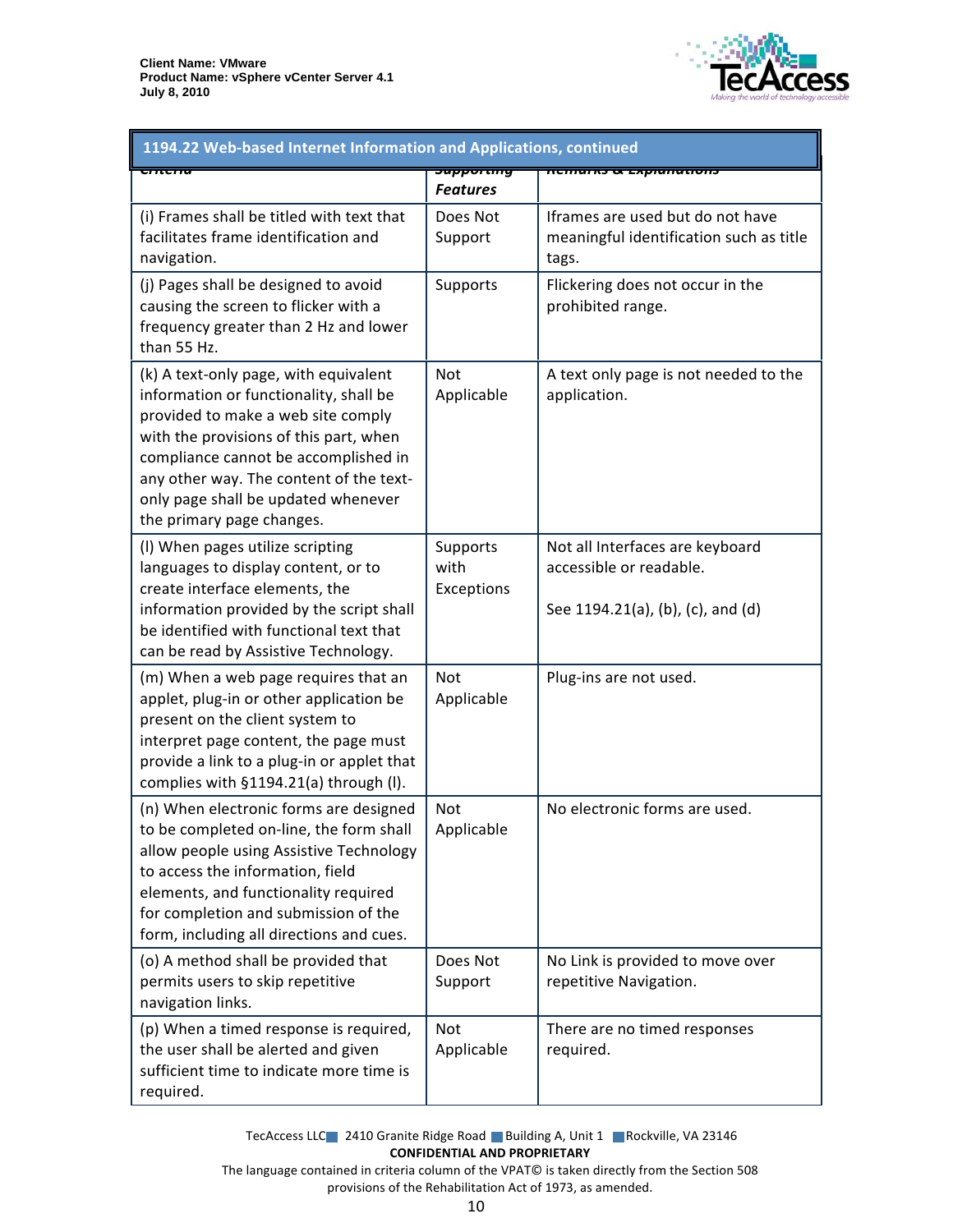| 1194.22 Web-based Internet Information and Applications, continued | | |
|---|---|---|
| Criteria | Supporting Features | Remarks & Explanations |
| (i) Frames shall be titled with text that facilitates frame identification and navigation. | Does Not Support | Iframes are used but do not have meaningful identification such as title tags. |
| (j) Pages shall be designed to avoid causing the screen to flicker with a frequency greater than 2 Hz and lower than 55 Hz. | Supports | Flickering does not occur in the prohibited range. |
| (k) A text-only page, with equivalent information or functionality, shall be provided to make a web site comply with the provisions of this part, when compliance cannot be accomplished in any other way. The content of the text-only page shall be updated whenever the primary page changes. | Not Applicable | A text only page is not needed to the application. |
| (l) When pages utilize scripting languages to display content, or to create interface elements, the information provided by the script shall be identified with functional text that can be read by Assistive Technology. | Supports with Exceptions | Not all Interfaces are keyboard accessible or readable.<br><br>See 1194.21(a), (b), (c), and (d) |
| (m) When a web page requires that an applet, plug-in or other application be present on the client system to interpret page content, the page must provide a link to a plug-in or applet that complies with §1194.21(a) through (l). | Not Applicable | Plug-ins are not used. |
| (n) When electronic forms are designed to be completed on-line, the form shall allow people using Assistive Technology to access the information, field elements, and functionality required for completion and submission of the form, including all directions and cues. | Not Applicable | No electronic forms are used. |
| (o) A method shall be provided that permits users to skip repetitive navigation links. | Does Not Support | No Link is provided to move over repetitive Navigation. |
| (p) When a timed response is required, the user shall be alerted and given sufficient time to indicate more time is required. | Not Applicable | There are no timed responses required. |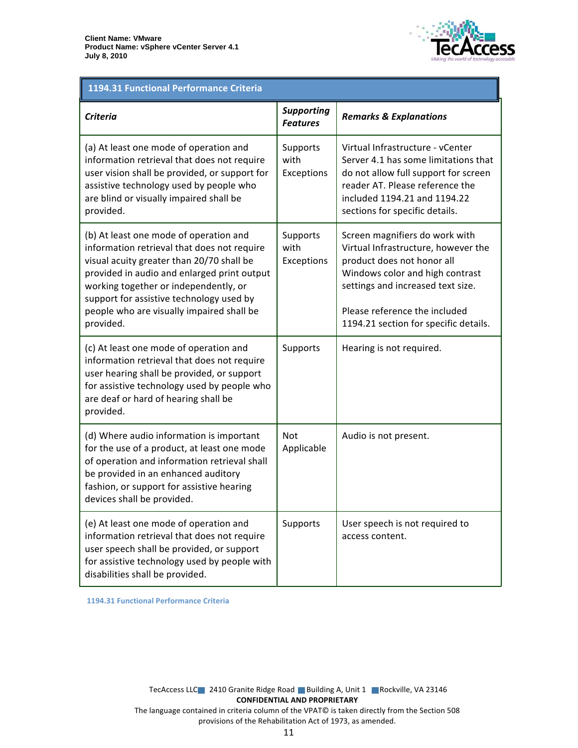| 1194.31 Functional Performance Criteria | | |
|---|---|---|
| ***Criteria*** | ***Supporting Features*** | ***Remarks & Explanations*** |
| (a) At least one mode of operation and information retrieval that does not require user vision shall be provided, or support for assistive technology used by people who are blind or visually impaired shall be provided. | Supports with Exceptions | Virtual Infrastructure - vCenter Server 4.1 has some limitations that do not allow full support for screen reader AT. Please reference the included 1194.21 and 1194.22 sections for specific details. |
| (b) At least one mode of operation and information retrieval that does not require visual acuity greater than 20/70 shall be provided in audio and enlarged print output working together or independently, or support for assistive technology used by people who are visually impaired shall be provided. | Supports with Exceptions | Screen magnifiers do work with Virtual Infrastructure, however the product does not honor all Windows color and high contrast settings and increased text size.<br><br>Please reference the included 1194.21 section for specific details. |
| (c) At least one mode of operation and information retrieval that does not require user hearing shall be provided, or support for assistive technology used by people who are deaf or hard of hearing shall be provided. | Supports | Hearing is not required. |
| (d) Where audio information is important for the use of a product, at least one mode of operation and information retrieval shall be provided in an enhanced auditory fashion, or support for assistive hearing devices shall be provided. | Not Applicable | Audio is not present. |
| (e) At least one mode of operation and information retrieval that does not require user speech shall be provided, or support for assistive technology used by people with disabilities shall be provided. | Supports | User speech is not required to access content. |

1194.31 Functional Performance Criteria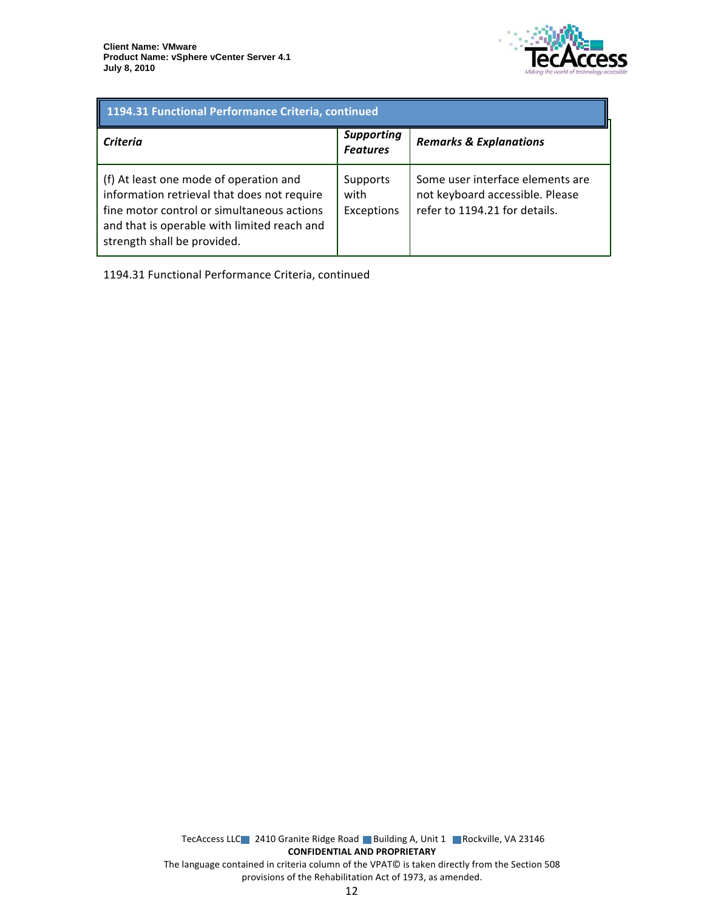| 1194.31 Functional Performance Criteria, continued | | |
|---|---|---|
| ***Criteria*** | ***Supporting Features*** | ***Remarks & Explanations*** |
| (f) At least one mode of operation and information retrieval that does not require fine motor control or simultaneous actions and that is operable with limited reach and strength shall be provided. | Supports with Exceptions | Some user interface elements are not keyboard accessible. Please refer to 1194.21 for details. |

1194.31 Functional Performance Criteria, continued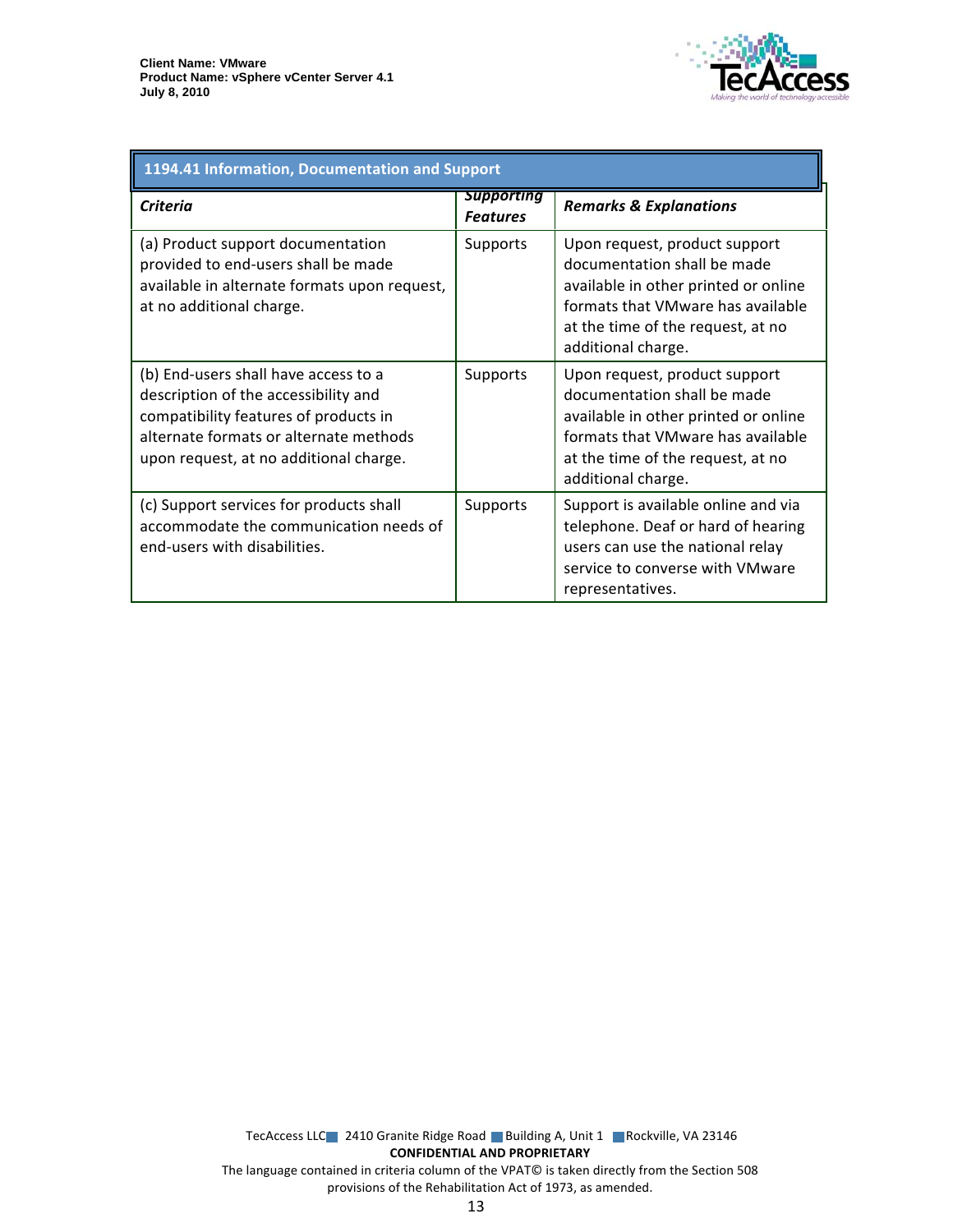| 1194.41 Information, Documentation and Support | | |
| --- | --- | --- |
| ***Criteria*** | ***Supporting Features*** | ***Remarks & Explanations*** |
| (a) Product support documentation provided to end-users shall be made available in alternate formats upon request, at no additional charge. | Supports | Upon request, product support documentation shall be made available in other printed or online formats that VMware has available at the time of the request, at no additional charge. |
| (b) End-users shall have access to a description of the accessibility and compatibility features of products in alternate formats or alternate methods upon request, at no additional charge. | Supports | Upon request, product support documentation shall be made available in other printed or online formats that VMware has available at the time of the request, at no additional charge. |
| (c) Support services for products shall accommodate the communication needs of end-users with disabilities. | Supports | Support is available online and via telephone. Deaf or hard of hearing users can use the national relay service to converse with VMware representatives. |